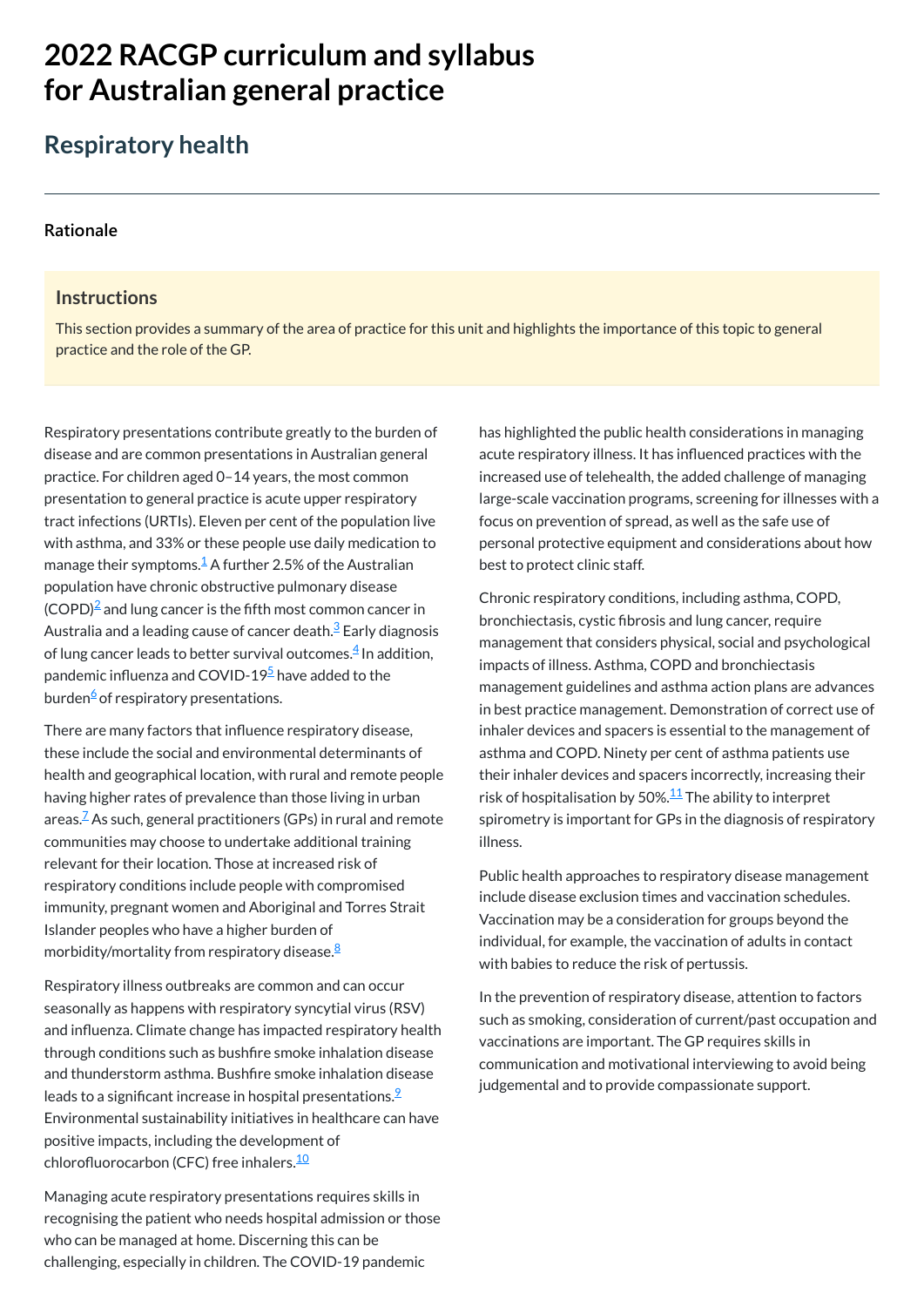# 2022 RACGP curriculum and syllabus for Australian general practice

## Respiratory health

### Rationale

#### Instructions

This section provides a summary of the area of practice for this unit and highlights the importance of this topic to general practice and the role of the GP.

Respiratory presentations contribute greatly to the burden of disease and are common presentations in Australian general practice. For children aged 0–14 years, the most common presentation to general practice is acute upper respiratory tract infections (URTIs). Eleven per cent of the population live with asthma, and 33% or these people use daily medication to manage their symptoms.[1] A further 2.5% of the Australian population have chronic obstructive pulmonary disease (COPD)[2] and lung cancer is the fifth most common cancer in Australia and a leading cause of cancer death.[3] Early diagnosis of lung cancer leads to better survival outcomes.[4] In addition, pandemic influenza and COVID-19[5] have added to the burden[6] of respiratory presentations.

There are many factors that influence respiratory disease, these include the social and environmental determinants of health and geographical location, with rural and remote people having higher rates of prevalence than those living in urban areas.[7] As such, general practitioners (GPs) in rural and remote communities may choose to undertake additional training relevant for their location. Those at increased risk of respiratory conditions include people with compromised immunity, pregnant women and Aboriginal and Torres Strait Islander peoples who have a higher burden of morbidity/mortality from respiratory disease.[8]

Respiratory illness outbreaks are common and can occur seasonally as happens with respiratory syncytial virus (RSV) and influenza. Climate change has impacted respiratory health through conditions such as bushfire smoke inhalation disease and thunderstorm asthma. Bushfire smoke inhalation disease leads to a significant increase in hospital presentations.[9] Environmental sustainability initiatives in healthcare can have positive impacts, including the development of chlorofluorocarbon (CFC) free inhalers.[10]

Managing acute respiratory presentations requires skills in recognising the patient who needs hospital admission or those who can be managed at home. Discerning this can be challenging, especially in children. The COVID-19 pandemic has highlighted the public health considerations in managing acute respiratory illness. It has influenced practices with the increased use of telehealth, the added challenge of managing large-scale vaccination programs, screening for illnesses with a focus on prevention of spread, as well as the safe use of personal protective equipment and considerations about how best to protect clinic staff.

Chronic respiratory conditions, including asthma, COPD, bronchiectasis, cystic fibrosis and lung cancer, require management that considers physical, social and psychological impacts of illness. Asthma, COPD and bronchiectasis management guidelines and asthma action plans are advances in best practice management. Demonstration of correct use of inhaler devices and spacers is essential to the management of asthma and COPD. Ninety per cent of asthma patients use their inhaler devices and spacers incorrectly, increasing their risk of hospitalisation by 50%.[11] The ability to interpret spirometry is important for GPs in the diagnosis of respiratory illness.

Public health approaches to respiratory disease management include disease exclusion times and vaccination schedules. Vaccination may be a consideration for groups beyond the individual, for example, the vaccination of adults in contact with babies to reduce the risk of pertussis.

In the prevention of respiratory disease, attention to factors such as smoking, consideration of current/past occupation and vaccinations are important. The GP requires skills in communication and motivational interviewing to avoid being judgemental and to provide compassionate support.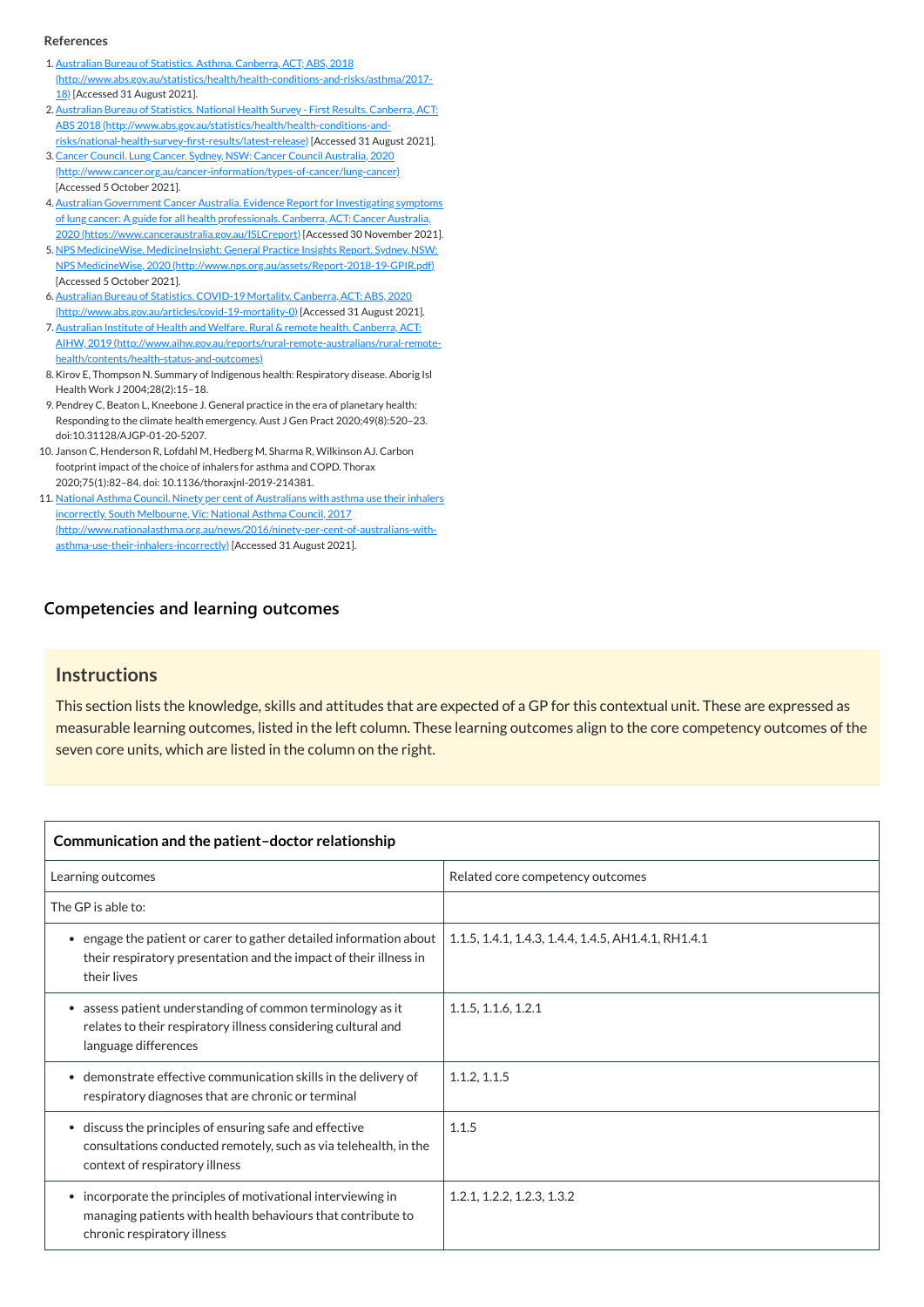**References**

1. Australian Bureau of Statistics. Asthma. Canberra, ACT: ABS, 2018 (http://www.abs.gov.au/statistics/health/health-conditions-and-risks/asthma/2017-18) [Accessed 31 August 2021].
2. Australian Bureau of Statistics. National Health Survey - First Results. Canberra, ACT: ABS 2018 (http://www.abs.gov.au/statistics/health/health-conditions-and-risks/national-health-survey-first-results/latest-release) [Accessed 31 August 2021].
3. Cancer Council. Lung Cancer. Sydney, NSW: Cancer Council Australia, 2020 (http://www.cancer.org.au/cancer-information/types-of-cancer/lung-cancer) [Accessed 5 October 2021].
4. Australian Government Cancer Australia. Evidence Report for Investigating symptoms of lung cancer: A guide for all health professionals. Canberra, ACT: Cancer Australia, 2020 (https://www.canceraustralia.gov.au/ISLCreport) [Accessed 30 November 2021].
5. NPS MedicineWise. MedicineInsight: General Practice Insights Report. Sydney, NSW: NPS MedicineWise, 2020 (http://www.nps.org.au/assets/Report-2018-19-GPIR.pdf) [Accessed 5 October 2021].
6. Australian Bureau of Statistics. COVID-19 Mortality. Canberra, ACT: ABS, 2020 (http://www.abs.gov.au/articles/covid-19-mortality-0) [Accessed 31 August 2021].
7. Australian Institute of Health and Welfare. Rural & remote health. Canberra, ACT: AIHW, 2019 (http://www.aihw.gov.au/reports/rural-remote-australians/rural-remote-health/contents/health-status-and-outcomes)
8. Kirov E, Thompson N. Summary of Indigenous health: Respiratory disease. Aborig Isl Health Work J 2004;28(2):15–18.
9. Pendrey C, Beaton L, Kneebone J. General practice in the era of planetary health: Responding to the climate health emergency. Aust J Gen Pract 2020;49(8):520–23. doi:10.31128/AJGP-01-20-5207.
10. Janson C, Henderson R, Lofdahl M, Hedberg M, Sharma R, Wilkinson AJ. Carbon footprint impact of the choice of inhalers for asthma and COPD. Thorax 2020;75(1):82–84. doi: 10.1136/thoraxjnl-2019-214381.
11. National Asthma Council. Ninety per cent of Australians with asthma use their inhalers incorrectly. South Melbourne, Vic: National Asthma Council, 2017 (http://www.nationalasthma.org.au/news/2016/ninety-per-cent-of-australians-with-asthma-use-their-inhalers-incorrectly) [Accessed 31 August 2021].

## Competencies and learning outcomes

### Instructions

This section lists the knowledge, skills and attitudes that are expected of a GP for this contextual unit. These are expressed as measurable learning outcomes, listed in the left column. These learning outcomes align to the core competency outcomes of the seven core units, which are listed in the column on the right.

| **Communication and the patient–doctor relationship** | |
|---|---|
| Learning outcomes | Related core competency outcomes |
| The GP is able to: | |
| • engage the patient or carer to gather detailed information about their respiratory presentation and the impact of their illness in their lives | 1.1.5, 1.4.1, 1.4.3, 1.4.4, 1.4.5, AH1.4.1, RH1.4.1 |
| • assess patient understanding of common terminology as it relates to their respiratory illness considering cultural and language differences | 1.1.5, 1.1.6, 1.2.1 |
| • demonstrate effective communication skills in the delivery of respiratory diagnoses that are chronic or terminal | 1.1.2, 1.1.5 |
| • discuss the principles of ensuring safe and effective consultations conducted remotely, such as via telehealth, in the context of respiratory illness | 1.1.5 |
| • incorporate the principles of motivational interviewing in managing patients with health behaviours that contribute to chronic respiratory illness | 1.2.1, 1.2.2, 1.2.3, 1.3.2 |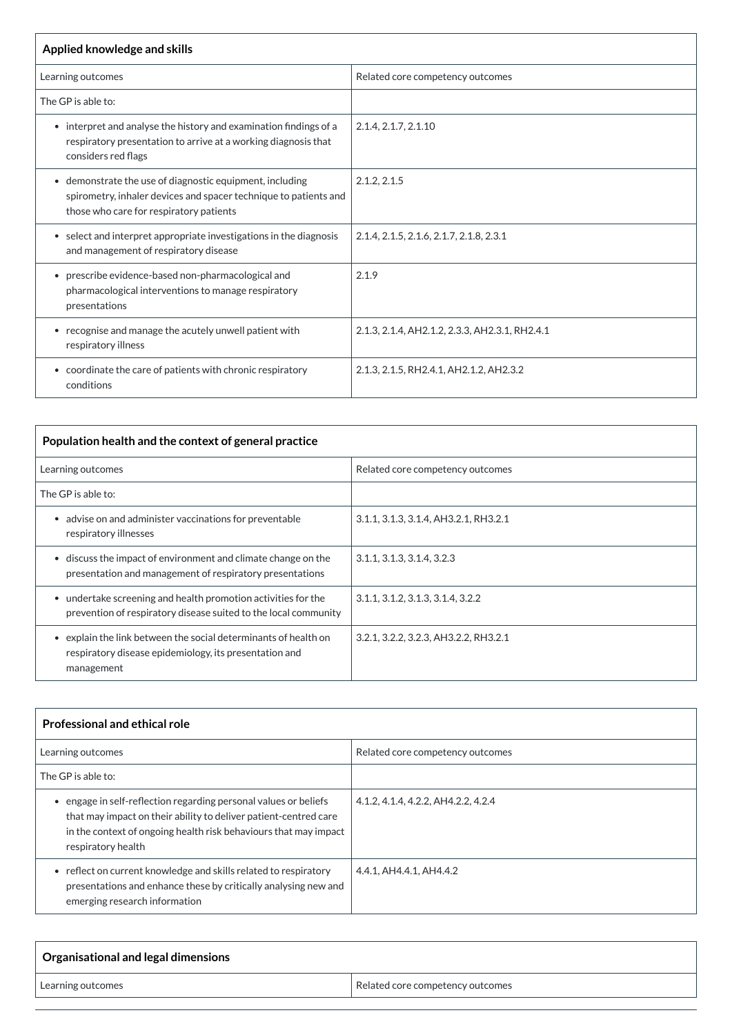| Applied knowledge and skills | |
|---|---|
| Learning outcomes | Related core competency outcomes |
| The GP is able to: | |
| • interpret and analyse the history and examination findings of a respiratory presentation to arrive at a working diagnosis that considers red flags | 2.1.4, 2.1.7, 2.1.10 |
| • demonstrate the use of diagnostic equipment, including spirometry, inhaler devices and spacer technique to patients and those who care for respiratory patients | 2.1.2, 2.1.5 |
| • select and interpret appropriate investigations in the diagnosis and management of respiratory disease | 2.1.4, 2.1.5, 2.1.6, 2.1.7, 2.1.8, 2.3.1 |
| • prescribe evidence-based non-pharmacological and pharmacological interventions to manage respiratory presentations | 2.1.9 |
| • recognise and manage the acutely unwell patient with respiratory illness | 2.1.3, 2.1.4, AH2.1.2, 2.3.3, AH2.3.1, RH2.4.1 |
| • coordinate the care of patients with chronic respiratory conditions | 2.1.3, 2.1.5, RH2.4.1, AH2.1.2, AH2.3.2 |

| Population health and the context of general practice | |
|---|---|
| Learning outcomes | Related core competency outcomes |
| The GP is able to: | |
| • advise on and administer vaccinations for preventable respiratory illnesses | 3.1.1, 3.1.3, 3.1.4, AH3.2.1, RH3.2.1 |
| • discuss the impact of environment and climate change on the presentation and management of respiratory presentations | 3.1.1, 3.1.3, 3.1.4, 3.2.3 |
| • undertake screening and health promotion activities for the prevention of respiratory disease suited to the local community | 3.1.1, 3.1.2, 3.1.3, 3.1.4, 3.2.2 |
| • explain the link between the social determinants of health on respiratory disease epidemiology, its presentation and management | 3.2.1, 3.2.2, 3.2.3, AH3.2.2, RH3.2.1 |

| Professional and ethical role | |
|---|---|
| Learning outcomes | Related core competency outcomes |
| The GP is able to: | |
| • engage in self-reflection regarding personal values or beliefs that may impact on their ability to deliver patient-centred care in the context of ongoing health risk behaviours that may impact respiratory health | 4.1.2, 4.1.4, 4.2.2, AH4.2.2, 4.2.4 |
| • reflect on current knowledge and skills related to respiratory presentations and enhance these by critically analysing new and emerging research information | 4.4.1, AH4.4.1, AH4.4.2 |

| Organisational and legal dimensions | |
|---|---|
| Learning outcomes | Related core competency outcomes |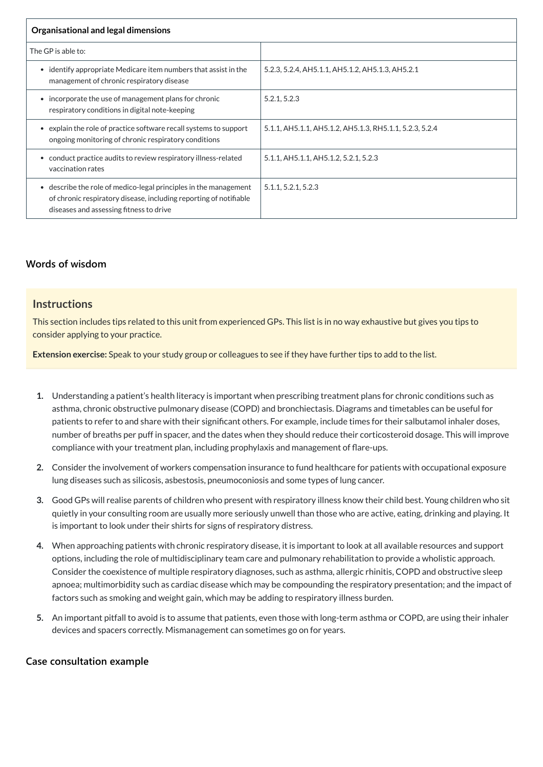| Organisational and legal dimensions | |
|---|---|
| The GP is able to: | |
| • identify appropriate Medicare item numbers that assist in the management of chronic respiratory disease | 5.2.3, 5.2.4, AH5.1.1, AH5.1.2, AH5.1.3, AH5.2.1 |
| • incorporate the use of management plans for chronic respiratory conditions in digital note-keeping | 5.2.1, 5.2.3 |
| • explain the role of practice software recall systems to support ongoing monitoring of chronic respiratory conditions | 5.1.1, AH5.1.1, AH5.1.2, AH5.1.3, RH5.1.1, 5.2.3, 5.2.4 |
| • conduct practice audits to review respiratory illness-related vaccination rates | 5.1.1, AH5.1.1, AH5.1.2, 5.2.1, 5.2.3 |
| • describe the role of medico-legal principles in the management of chronic respiratory disease, including reporting of notifiable diseases and assessing fitness to drive | 5.1.1, 5.2.1, 5.2.3 |

## Words of wisdom

### Instructions

This section includes tips related to this unit from experienced GPs. This list is in no way exhaustive but gives you tips to consider applying to your practice.

**Extension exercise:** Speak to your study group or colleagues to see if they have further tips to add to the list.

1. Understanding a patient's health literacy is important when prescribing treatment plans for chronic conditions such as asthma, chronic obstructive pulmonary disease (COPD) and bronchiectasis. Diagrams and timetables can be useful for patients to refer to and share with their significant others. For example, include times for their salbutamol inhaler doses, number of breaths per puff in spacer, and the dates when they should reduce their corticosteroid dosage. This will improve compliance with your treatment plan, including prophylaxis and management of flare-ups.
2. Consider the involvement of workers compensation insurance to fund healthcare for patients with occupational exposure lung diseases such as silicosis, asbestosis, pneumoconiosis and some types of lung cancer.
3. Good GPs will realise parents of children who present with respiratory illness know their child best. Young children who sit quietly in your consulting room are usually more seriously unwell than those who are active, eating, drinking and playing. It is important to look under their shirts for signs of respiratory distress.
4. When approaching patients with chronic respiratory disease, it is important to look at all available resources and support options, including the role of multidisciplinary team care and pulmonary rehabilitation to provide a wholistic approach. Consider the coexistence of multiple respiratory diagnoses, such as asthma, allergic rhinitis, COPD and obstructive sleep apnoea; multimorbidity such as cardiac disease which may be compounding the respiratory presentation; and the impact of factors such as smoking and weight gain, which may be adding to respiratory illness burden.
5. An important pitfall to avoid is to assume that patients, even those with long-term asthma or COPD, are using their inhaler devices and spacers correctly. Mismanagement can sometimes go on for years.

## Case consultation example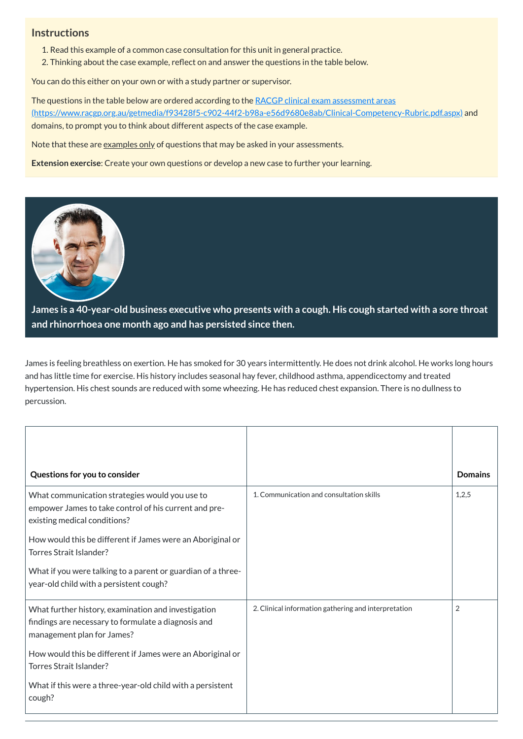## Instructions

1. Read this example of a common case consultation for this unit in general practice.
2. Thinking about the case example, reflect on and answer the questions in the table below.

You can do this either on your own or with a study partner or supervisor.

The questions in the table below are ordered according to the [RACGP clinical exam assessment areas (https://www.racgp.org.au/getmedia/f93428f5-c902-44f2-b98a-e56d9680e8ab/Clinical-Competency-Rubric.pdf.aspx)](https://www.racgp.org.au/getmedia/f93428f5-c902-44f2-b98a-e56d9680e8ab/Clinical-Competency-Rubric.pdf.aspx) and domains, to prompt you to think about different aspects of the case example.

Note that these are examples only of questions that may be asked in your assessments.

**Extension exercise**: Create your own questions or develop a new case to further your learning.

**James is a 40-year-old business executive who presents with a cough. His cough started with a sore throat and rhinorrhoea one month ago and has persisted since then.**

James is feeling breathless on exertion. He has smoked for 30 years intermittently. He does not drink alcohol. He works long hours and has little time for exercise. His history includes seasonal hay fever, childhood asthma, appendicectomy and treated hypertension. His chest sounds are reduced with some wheezing. He has reduced chest expansion. There is no dullness to percussion.

| Questions for you to consider | | Domains |
|---|---|---|
| What communication strategies would you use to empower James to take control of his current and pre-existing medical conditions?<br><br>How would this be different if James were an Aboriginal or Torres Strait Islander?<br><br>What if you were talking to a parent or guardian of a three-year-old child with a persistent cough? | 1. Communication and consultation skills | 1,2,5 |
| What further history, examination and investigation findings are necessary to formulate a diagnosis and management plan for James?<br><br>How would this be different if James were an Aboriginal or Torres Strait Islander?<br><br>What if this were a three-year-old child with a persistent cough? | 2. Clinical information gathering and interpretation | 2 |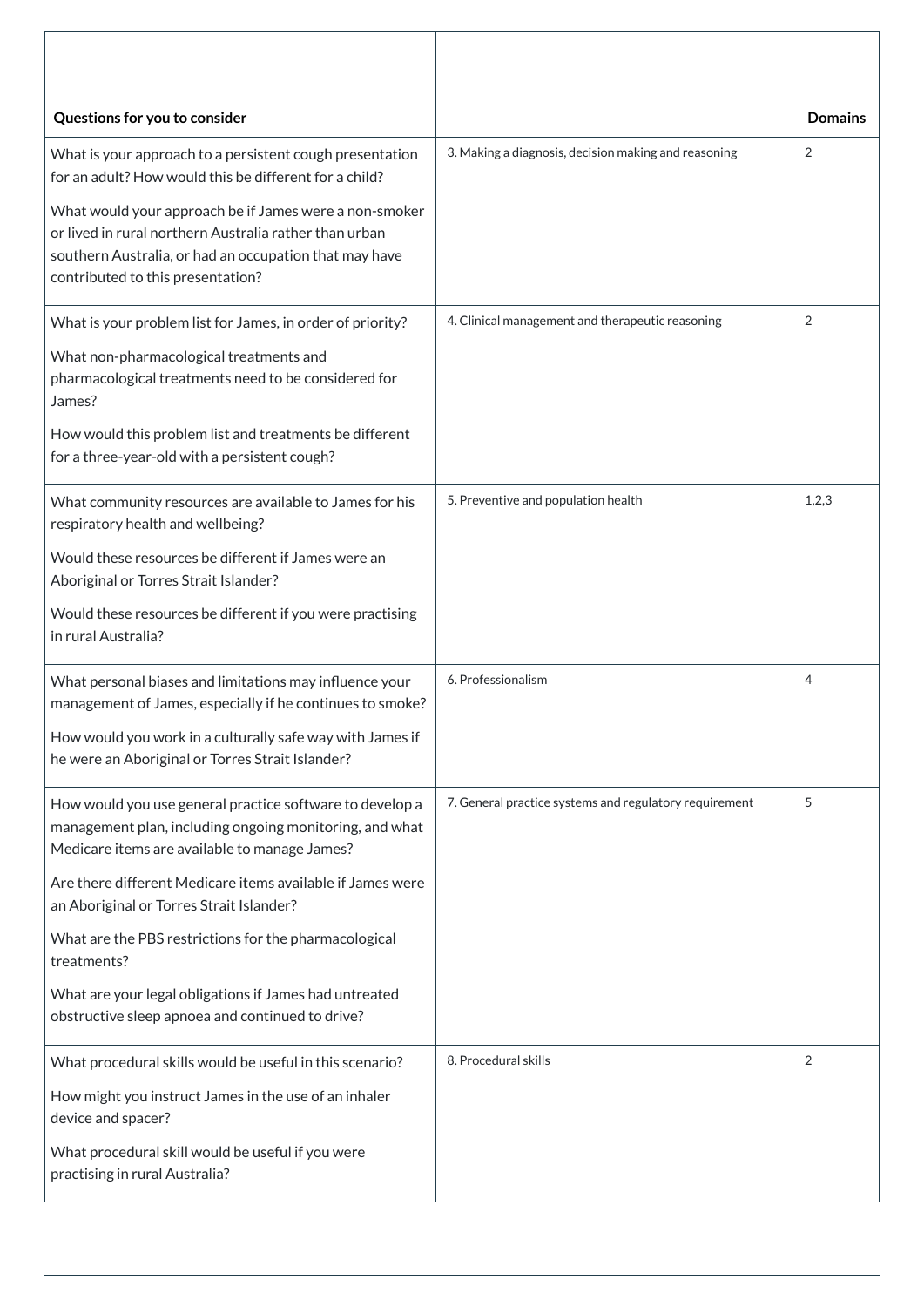| Questions for you to consider | | Domains |
| --- | --- | --- |
| What is your approach to a persistent cough presentation for an adult? How would this be different for a child?<br><br>What would your approach be if James were a non-smoker or lived in rural northern Australia rather than urban southern Australia, or had an occupation that may have contributed to this presentation? | 3. Making a diagnosis, decision making and reasoning | 2 |
| What is your problem list for James, in order of priority?<br><br>What non-pharmacological treatments and pharmacological treatments need to be considered for James?<br><br>How would this problem list and treatments be different for a three-year-old with a persistent cough? | 4. Clinical management and therapeutic reasoning | 2 |
| What community resources are available to James for his respiratory health and wellbeing?<br><br>Would these resources be different if James were an Aboriginal or Torres Strait Islander?<br><br>Would these resources be different if you were practising in rural Australia? | 5. Preventive and population health | 1,2,3 |
| What personal biases and limitations may influence your management of James, especially if he continues to smoke?<br><br>How would you work in a culturally safe way with James if he were an Aboriginal or Torres Strait Islander? | 6. Professionalism | 4 |
| How would you use general practice software to develop a management plan, including ongoing monitoring, and what Medicare items are available to manage James?<br><br>Are there different Medicare items available if James were an Aboriginal or Torres Strait Islander?<br><br>What are the PBS restrictions for the pharmacological treatments?<br><br>What are your legal obligations if James had untreated obstructive sleep apnoea and continued to drive? | 7. General practice systems and regulatory requirement | 5 |
| What procedural skills would be useful in this scenario?<br><br>How might you instruct James in the use of an inhaler device and spacer?<br><br>What procedural skill would be useful if you were practising in rural Australia? | 8. Procedural skills | 2 |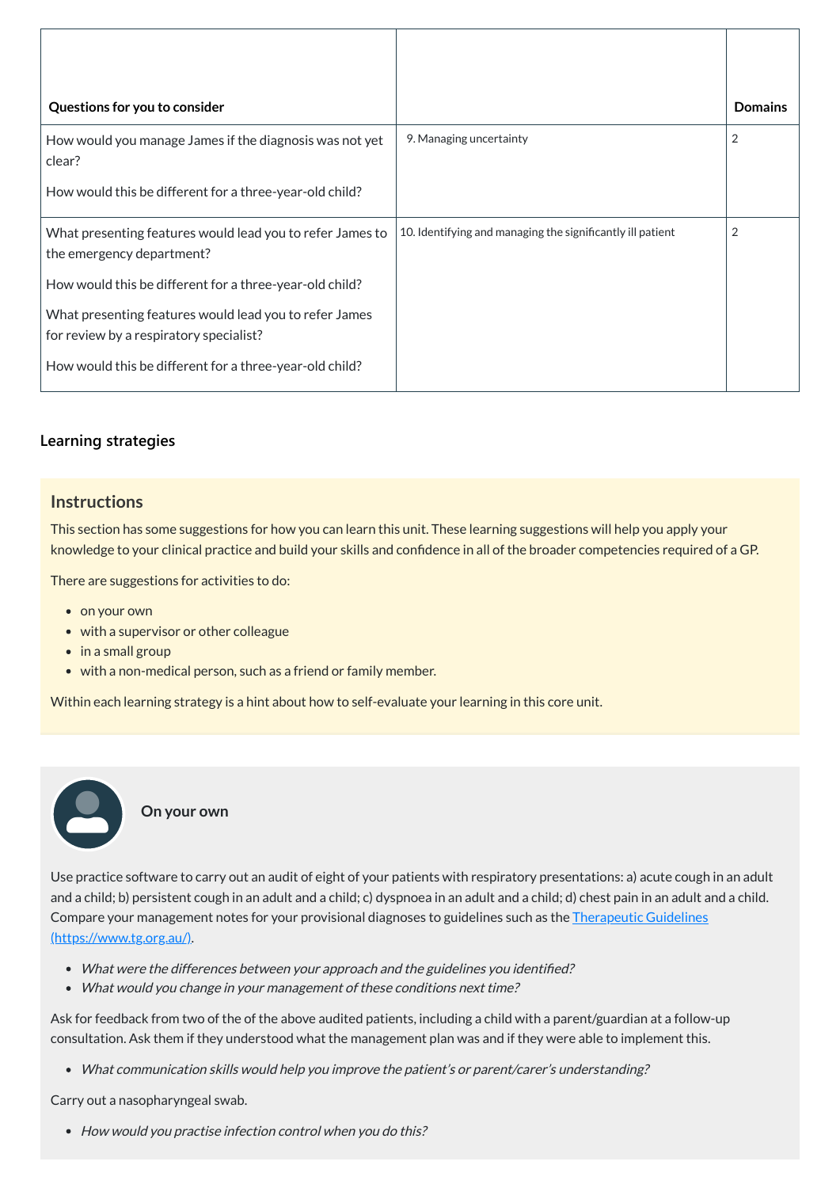| Questions for you to consider | | Domains |
|---|---|---|
| How would you manage James if the diagnosis was not yet clear?<br><br>How would this be different for a three-year-old child? | 9. Managing uncertainty | 2 |
| What presenting features would lead you to refer James to the emergency department?<br><br>How would this be different for a three-year-old child?<br><br>What presenting features would lead you to refer James for review by a respiratory specialist?<br><br>How would this be different for a three-year-old child? | 10. Identifying and managing the significantly ill patient | 2 |

### Learning strategies

## Instructions

This section has some suggestions for how you can learn this unit. These learning suggestions will help you apply your knowledge to your clinical practice and build your skills and confidence in all of the broader competencies required of a GP.

There are suggestions for activities to do:

- on your own
- with a supervisor or other colleague
- in a small group
- with a non-medical person, such as a friend or family member.

Within each learning strategy is a hint about how to self-evaluate your learning in this core unit.

**On your own**

Use practice software to carry out an audit of eight of your patients with respiratory presentations: a) acute cough in an adult and a child; b) persistent cough in an adult and a child; c) dyspnoea in an adult and a child; d) chest pain in an adult and a child. Compare your management notes for your provisional diagnoses to guidelines such as the [Therapeutic Guidelines (https://www.tg.org.au/)](https://www.tg.org.au/).

- *What were the differences between your approach and the guidelines you identified?*
- *What would you change in your management of these conditions next time?*

Ask for feedback from two of the of the above audited patients, including a child with a parent/guardian at a follow-up consultation. Ask them if they understood what the management plan was and if they were able to implement this.

- *What communication skills would help you improve the patient's or parent/carer's understanding?*

Carry out a nasopharyngeal swab.

- *How would you practise infection control when you do this?*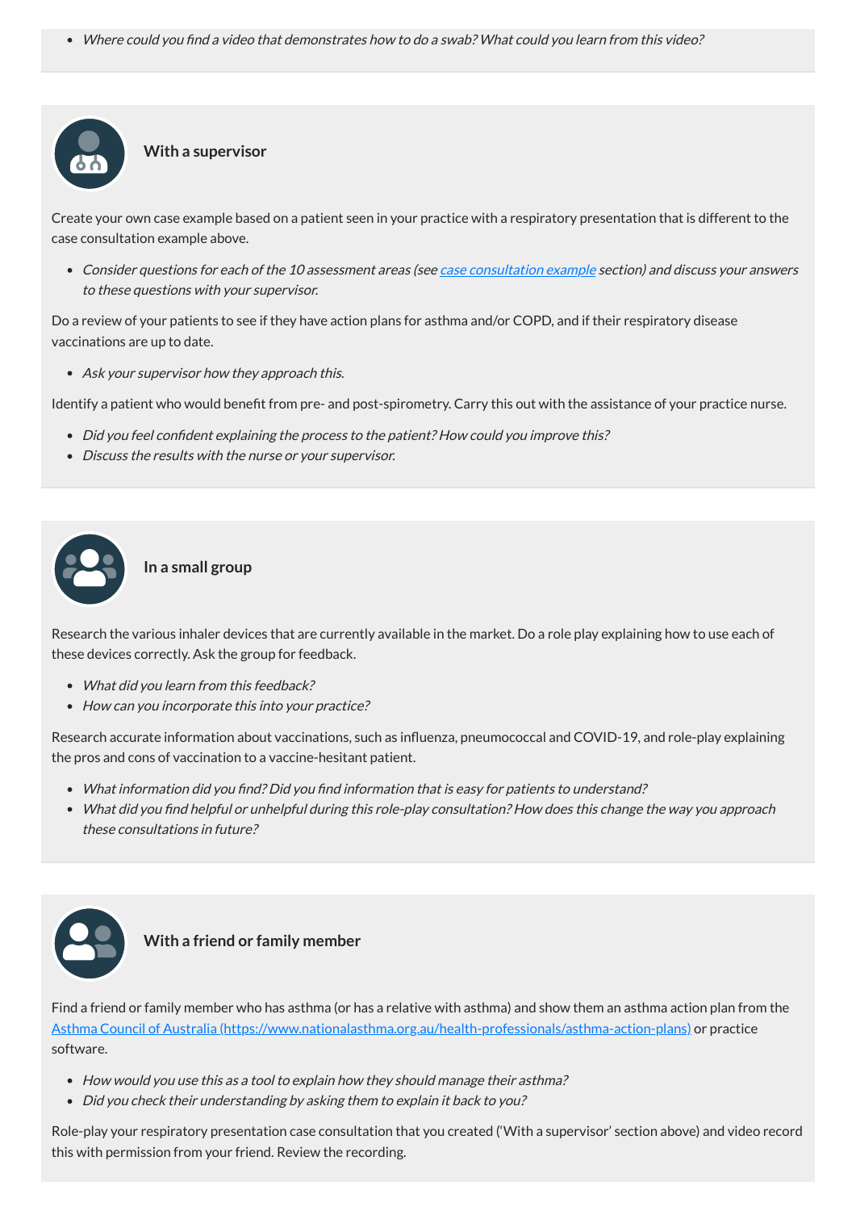- *Where could you find a video that demonstrates how to do a swab? What could you learn from this video?*

### With a supervisor

Create your own case example based on a patient seen in your practice with a respiratory presentation that is different to the case consultation example above.

- *Consider questions for each of the 10 assessment areas (see [case consultation example](#) section) and discuss your answers to these questions with your supervisor.*

Do a review of your patients to see if they have action plans for asthma and/or COPD, and if their respiratory disease vaccinations are up to date.

- *Ask your supervisor how they approach this.*

Identify a patient who would benefit from pre- and post-spirometry. Carry this out with the assistance of your practice nurse.

- *Did you feel confident explaining the process to the patient? How could you improve this?*
- *Discuss the results with the nurse or your supervisor.*

### In a small group

Research the various inhaler devices that are currently available in the market. Do a role play explaining how to use each of these devices correctly. Ask the group for feedback.

- *What did you learn from this feedback?*
- *How can you incorporate this into your practice?*

Research accurate information about vaccinations, such as influenza, pneumococcal and COVID-19, and role-play explaining the pros and cons of vaccination to a vaccine-hesitant patient.

- *What information did you find? Did you find information that is easy for patients to understand?*
- *What did you find helpful or unhelpful during this role-play consultation? How does this change the way you approach these consultations in future?*

### With a friend or family member

Find a friend or family member who has asthma (or has a relative with asthma) and show them an asthma action plan from the [Asthma Council of Australia (https://www.nationalasthma.org.au/health-professionals/asthma-action-plans)](https://www.nationalasthma.org.au/health-professionals/asthma-action-plans) or practice software.

- *How would you use this as a tool to explain how they should manage their asthma?*
- *Did you check their understanding by asking them to explain it back to you?*

Role-play your respiratory presentation case consultation that you created ('With a supervisor' section above) and video record this with permission from your friend. Review the recording.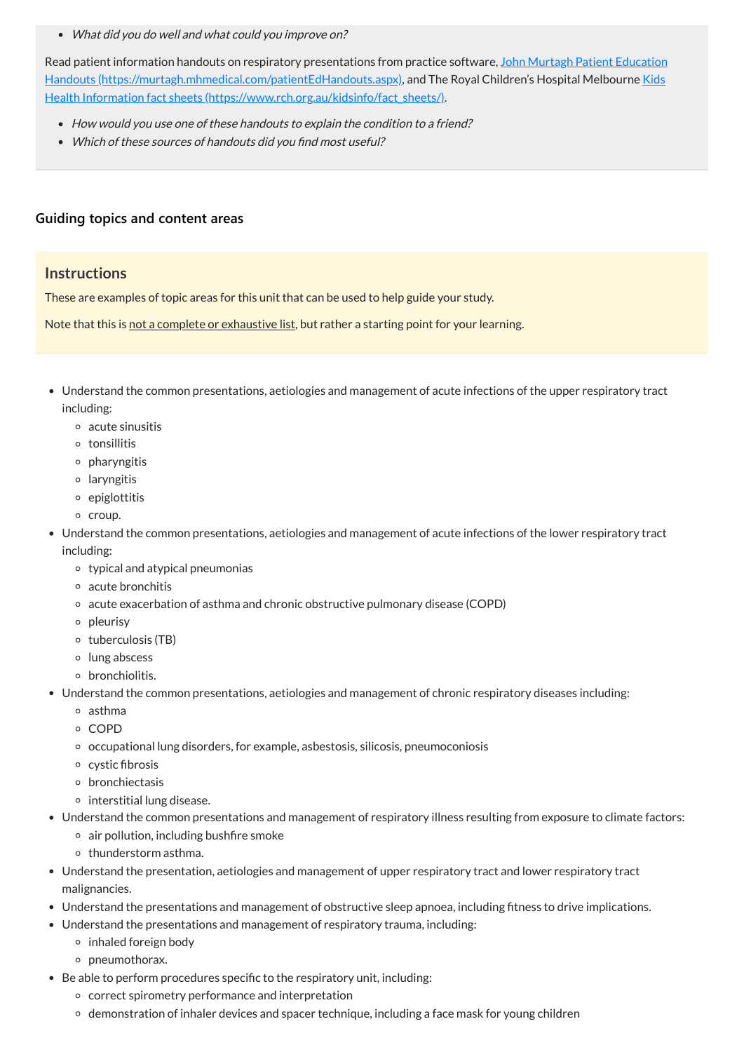- *What did you do well and what could you improve on?*

Read patient information handouts on respiratory presentations from practice software, [John Murtagh Patient Education Handouts (https://murtagh.mhmedical.com/patientEdHandouts.aspx)](https://murtagh.mhmedical.com/patientEdHandouts.aspx), and The Royal Children's Hospital Melbourne [Kids Health Information fact sheets (https://www.rch.org.au/kidsinfo/fact_sheets/)](https://www.rch.org.au/kidsinfo/fact_sheets/).

- *How would you use one of these handouts to explain the condition to a friend?*
- *Which of these sources of handouts did you find most useful?*

### Guiding topics and content areas

## Instructions

These are examples of topic areas for this unit that can be used to help guide your study.

Note that this is not a complete or exhaustive list, but rather a starting point for your learning.

- Understand the common presentations, aetiologies and management of acute infections of the upper respiratory tract including:
  - acute sinusitis
  - tonsillitis
  - pharyngitis
  - laryngitis
  - epiglottitis
  - croup.
- Understand the common presentations, aetiologies and management of acute infections of the lower respiratory tract including:
  - typical and atypical pneumonias
  - acute bronchitis
  - acute exacerbation of asthma and chronic obstructive pulmonary disease (COPD)
  - pleurisy
  - tuberculosis (TB)
  - lung abscess
  - bronchiolitis.
- Understand the common presentations, aetiologies and management of chronic respiratory diseases including:
  - asthma
  - COPD
  - occupational lung disorders, for example, asbestosis, silicosis, pneumoconiosis
  - cystic fibrosis
  - bronchiectasis
  - interstitial lung disease.
- Understand the common presentations and management of respiratory illness resulting from exposure to climate factors:
  - air pollution, including bushfire smoke
  - thunderstorm asthma.
- Understand the presentation, aetiologies and management of upper respiratory tract and lower respiratory tract malignancies.
- Understand the presentations and management of obstructive sleep apnoea, including fitness to drive implications.
- Understand the presentations and management of respiratory trauma, including:
  - inhaled foreign body
  - pneumothorax.
- Be able to perform procedures specific to the respiratory unit, including:
  - correct spirometry performance and interpretation
  - demonstration of inhaler devices and spacer technique, including a face mask for young children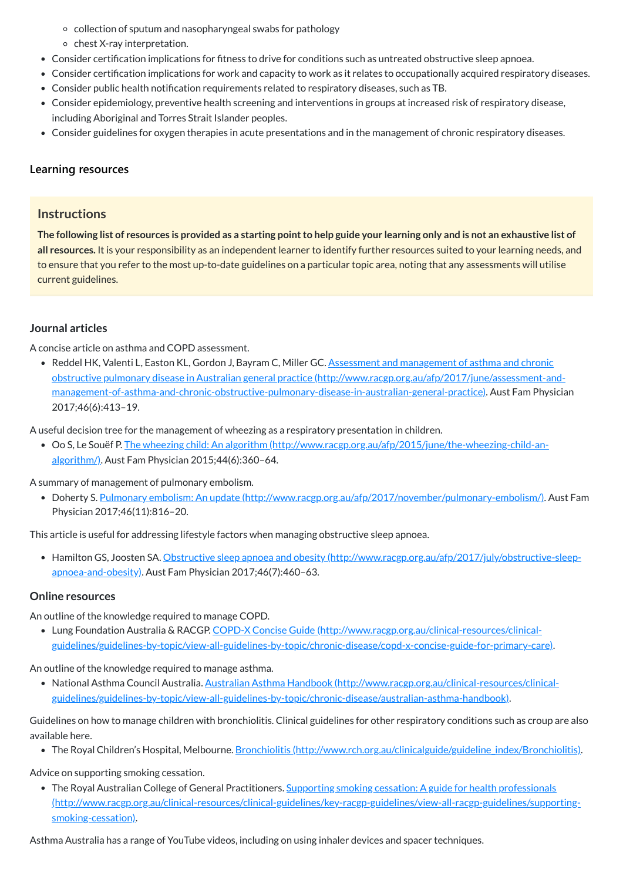- collection of sputum and nasopharyngeal swabs for pathology
    - chest X-ray interpretation.
- Consider certification implications for fitness to drive for conditions such as untreated obstructive sleep apnoea.
- Consider certification implications for work and capacity to work as it relates to occupationally acquired respiratory diseases.
- Consider public health notification requirements related to respiratory diseases, such as TB.
- Consider epidemiology, preventive health screening and interventions in groups at increased risk of respiratory disease, including Aboriginal and Torres Strait Islander peoples.
- Consider guidelines for oxygen therapies in acute presentations and in the management of chronic respiratory diseases.

### Learning resources

> **Instructions**
>
> **The following list of resources is provided as a starting point to help guide your learning only and is not an exhaustive list of all resources.** It is your responsibility as an independent learner to identify further resources suited to your learning needs, and to ensure that you refer to the most up-to-date guidelines on a particular topic area, noting that any assessments will utilise current guidelines.

### Journal articles

A concise article on asthma and COPD assessment.

- Reddel HK, Valenti L, Easton KL, Gordon J, Bayram C, Miller GC. [Assessment and management of asthma and chronic obstructive pulmonary disease in Australian general practice (http://www.racgp.org.au/afp/2017/june/assessment-and-management-of-asthma-and-chronic-obstructive-pulmonary-disease-in-australian-general-practice)](http://www.racgp.org.au/afp/2017/june/assessment-and-management-of-asthma-and-chronic-obstructive-pulmonary-disease-in-australian-general-practice). Aust Fam Physician 2017;46(6):413–19.

A useful decision tree for the management of wheezing as a respiratory presentation in children.

- Oo S, Le Souëf P. [The wheezing child: An algorithm (http://www.racgp.org.au/afp/2015/june/the-wheezing-child-an-algorithm/)](http://www.racgp.org.au/afp/2015/june/the-wheezing-child-an-algorithm/). Aust Fam Physician 2015;44(6):360–64.

A summary of management of pulmonary embolism.

- Doherty S. [Pulmonary embolism: An update (http://www.racgp.org.au/afp/2017/november/pulmonary-embolism/)](http://www.racgp.org.au/afp/2017/november/pulmonary-embolism/). Aust Fam Physician 2017;46(11):816–20.

This article is useful for addressing lifestyle factors when managing obstructive sleep apnoea.

- Hamilton GS, Joosten SA. [Obstructive sleep apnoea and obesity (http://www.racgp.org.au/afp/2017/july/obstructive-sleep-apnoea-and-obesity)](http://www.racgp.org.au/afp/2017/july/obstructive-sleep-apnoea-and-obesity). Aust Fam Physician 2017;46(7):460–63.

### Online resources

An outline of the knowledge required to manage COPD.

- Lung Foundation Australia & RACGP. [COPD-X Concise Guide (http://www.racgp.org.au/clinical-resources/clinical-guidelines/guidelines-by-topic/view-all-guidelines-by-topic/chronic-disease/copd-x-concise-guide-for-primary-care)](http://www.racgp.org.au/clinical-resources/clinical-guidelines/guidelines-by-topic/view-all-guidelines-by-topic/chronic-disease/copd-x-concise-guide-for-primary-care).

An outline of the knowledge required to manage asthma.

- National Asthma Council Australia. [Australian Asthma Handbook (http://www.racgp.org.au/clinical-resources/clinical-guidelines/guidelines-by-topic/view-all-guidelines-by-topic/chronic-disease/australian-asthma-handbook)](http://www.racgp.org.au/clinical-resources/clinical-guidelines/guidelines-by-topic/view-all-guidelines-by-topic/chronic-disease/australian-asthma-handbook).

Guidelines on how to manage children with bronchiolitis. Clinical guidelines for other respiratory conditions such as croup are also available here.

- The Royal Children's Hospital, Melbourne. [Bronchiolitis (http://www.rch.org.au/clinicalguide/guideline_index/Bronchiolitis)](http://www.rch.org.au/clinicalguide/guideline_index/Bronchiolitis).

Advice on supporting smoking cessation.

- The Royal Australian College of General Practitioners. [Supporting smoking cessation: A guide for health professionals (http://www.racgp.org.au/clinical-resources/clinical-guidelines/key-racgp-guidelines/view-all-racgp-guidelines/supporting-smoking-cessation)](http://www.racgp.org.au/clinical-resources/clinical-guidelines/key-racgp-guidelines/view-all-racgp-guidelines/supporting-smoking-cessation).

Asthma Australia has a range of YouTube videos, including on using inhaler devices and spacer techniques.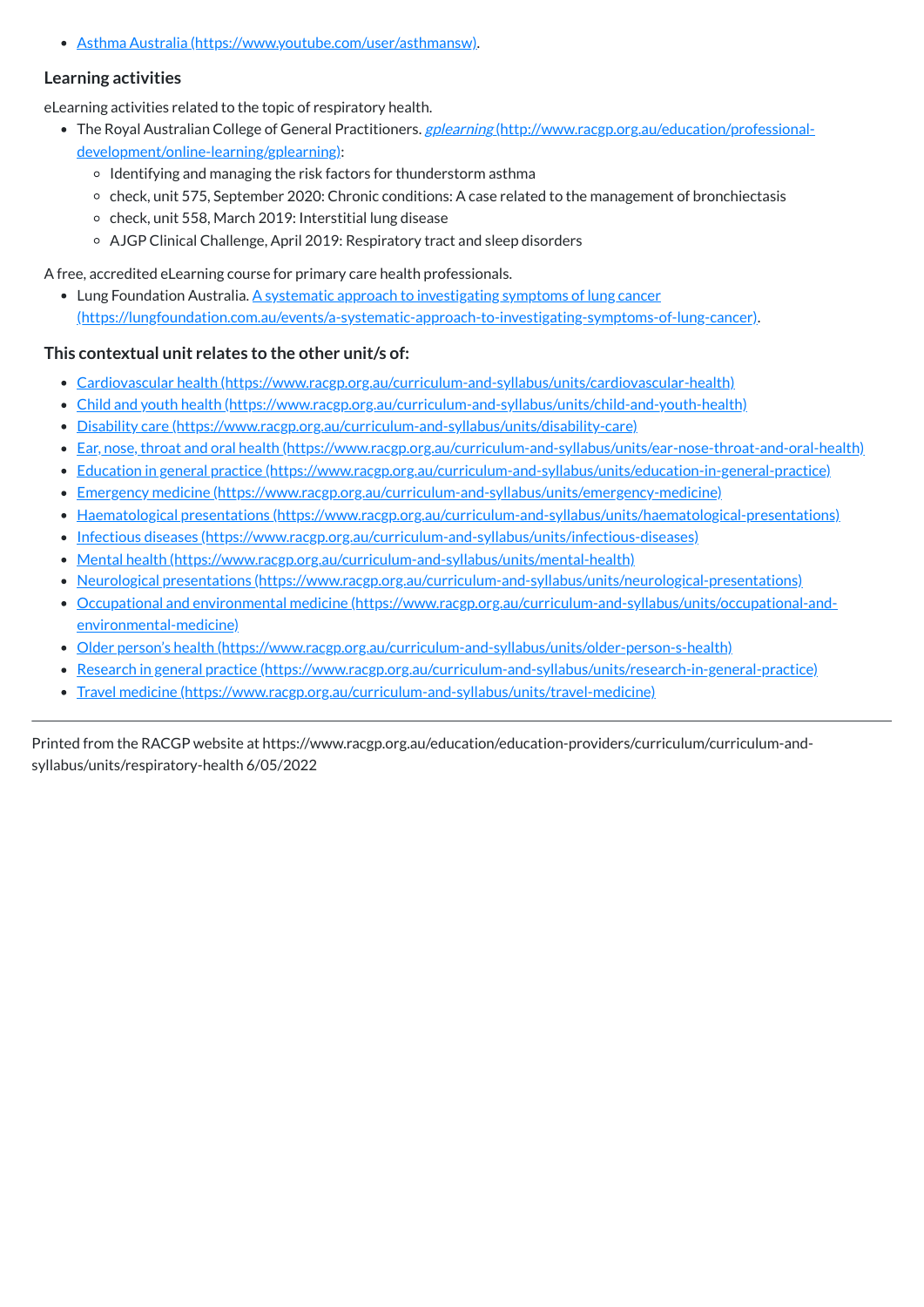- [Asthma Australia (https://www.youtube.com/user/asthmansw)](https://www.youtube.com/user/asthmansw).

### Learning activities

eLearning activities related to the topic of respiratory health.

- The Royal Australian College of General Practitioners. [*gplearning* (http://www.racgp.org.au/education/professional-development/online-learning/gplearning)](http://www.racgp.org.au/education/professional-development/online-learning/gplearning):
  - Identifying and managing the risk factors for thunderstorm asthma
  - check, unit 575, September 2020: Chronic conditions: A case related to the management of bronchiectasis
  - check, unit 558, March 2019: Interstitial lung disease
  - AJGP Clinical Challenge, April 2019: Respiratory tract and sleep disorders

A free, accredited eLearning course for primary care health professionals.

- Lung Foundation Australia. [A systematic approach to investigating symptoms of lung cancer (https://lungfoundation.com.au/events/a-systematic-approach-to-investigating-symptoms-of-lung-cancer)](https://lungfoundation.com.au/events/a-systematic-approach-to-investigating-symptoms-of-lung-cancer).

### This contextual unit relates to the other unit/s of:

- [Cardiovascular health (https://www.racgp.org.au/curriculum-and-syllabus/units/cardiovascular-health)](https://www.racgp.org.au/curriculum-and-syllabus/units/cardiovascular-health)
- [Child and youth health (https://www.racgp.org.au/curriculum-and-syllabus/units/child-and-youth-health)](https://www.racgp.org.au/curriculum-and-syllabus/units/child-and-youth-health)
- [Disability care (https://www.racgp.org.au/curriculum-and-syllabus/units/disability-care)](https://www.racgp.org.au/curriculum-and-syllabus/units/disability-care)
- [Ear, nose, throat and oral health (https://www.racgp.org.au/curriculum-and-syllabus/units/ear-nose-throat-and-oral-health)](https://www.racgp.org.au/curriculum-and-syllabus/units/ear-nose-throat-and-oral-health)
- [Education in general practice (https://www.racgp.org.au/curriculum-and-syllabus/units/education-in-general-practice)](https://www.racgp.org.au/curriculum-and-syllabus/units/education-in-general-practice)
- [Emergency medicine (https://www.racgp.org.au/curriculum-and-syllabus/units/emergency-medicine)](https://www.racgp.org.au/curriculum-and-syllabus/units/emergency-medicine)
- [Haematological presentations (https://www.racgp.org.au/curriculum-and-syllabus/units/haematological-presentations)](https://www.racgp.org.au/curriculum-and-syllabus/units/haematological-presentations)
- [Infectious diseases (https://www.racgp.org.au/curriculum-and-syllabus/units/infectious-diseases)](https://www.racgp.org.au/curriculum-and-syllabus/units/infectious-diseases)
- [Mental health (https://www.racgp.org.au/curriculum-and-syllabus/units/mental-health)](https://www.racgp.org.au/curriculum-and-syllabus/units/mental-health)
- [Neurological presentations (https://www.racgp.org.au/curriculum-and-syllabus/units/neurological-presentations)](https://www.racgp.org.au/curriculum-and-syllabus/units/neurological-presentations)
- [Occupational and environmental medicine (https://www.racgp.org.au/curriculum-and-syllabus/units/occupational-and-environmental-medicine)](https://www.racgp.org.au/curriculum-and-syllabus/units/occupational-and-environmental-medicine)
- [Older person's health (https://www.racgp.org.au/curriculum-and-syllabus/units/older-person-s-health)](https://www.racgp.org.au/curriculum-and-syllabus/units/older-person-s-health)
- [Research in general practice (https://www.racgp.org.au/curriculum-and-syllabus/units/research-in-general-practice)](https://www.racgp.org.au/curriculum-and-syllabus/units/research-in-general-practice)
- [Travel medicine (https://www.racgp.org.au/curriculum-and-syllabus/units/travel-medicine)](https://www.racgp.org.au/curriculum-and-syllabus/units/travel-medicine)

---

Printed from the RACGP website at https://www.racgp.org.au/education/education-providers/curriculum/curriculum-and-syllabus/units/respiratory-health 6/05/2022